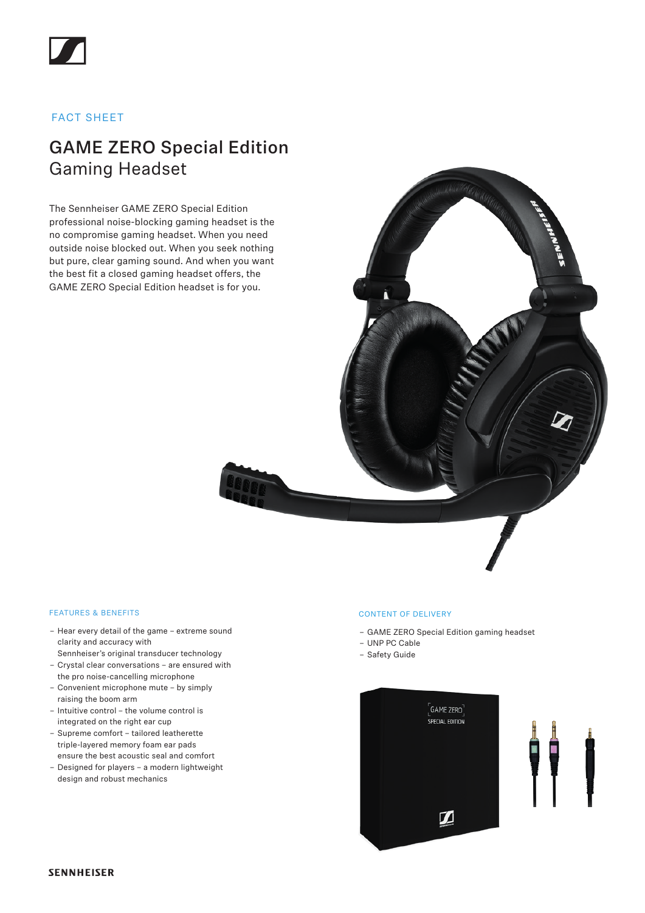FACT SHEET

# GAME ZERO Special Edition
## Gaming Headset

The Sennheiser GAME ZERO Special Edition professional noise-blocking gaming headset is the no compromise gaming headset. When you need outside noise blocked out. When you seek nothing but pure, clear gaming sound. And when you want the best fit a closed gaming headset offers, the GAME ZERO Special Edition headset is for you.

### FEATURES & BENEFITS

- Hear every detail of the game – extreme sound clarity and accuracy with Sennheiser's original transducer technology
- Crystal clear conversations – are ensured with the pro noise-cancelling microphone
- Convenient microphone mute – by simply raising the boom arm
- Intuitive control – the volume control is integrated on the right ear cup
- Supreme comfort – tailored leatherette triple-layered memory foam ear pads ensure the best acoustic seal and comfort
- Designed for players – a modern lightweight design and robust mechanics

### CONTENT OF DELIVERY

- GAME ZERO Special Edition gaming headset
- UNP PC Cable
- Safety Guide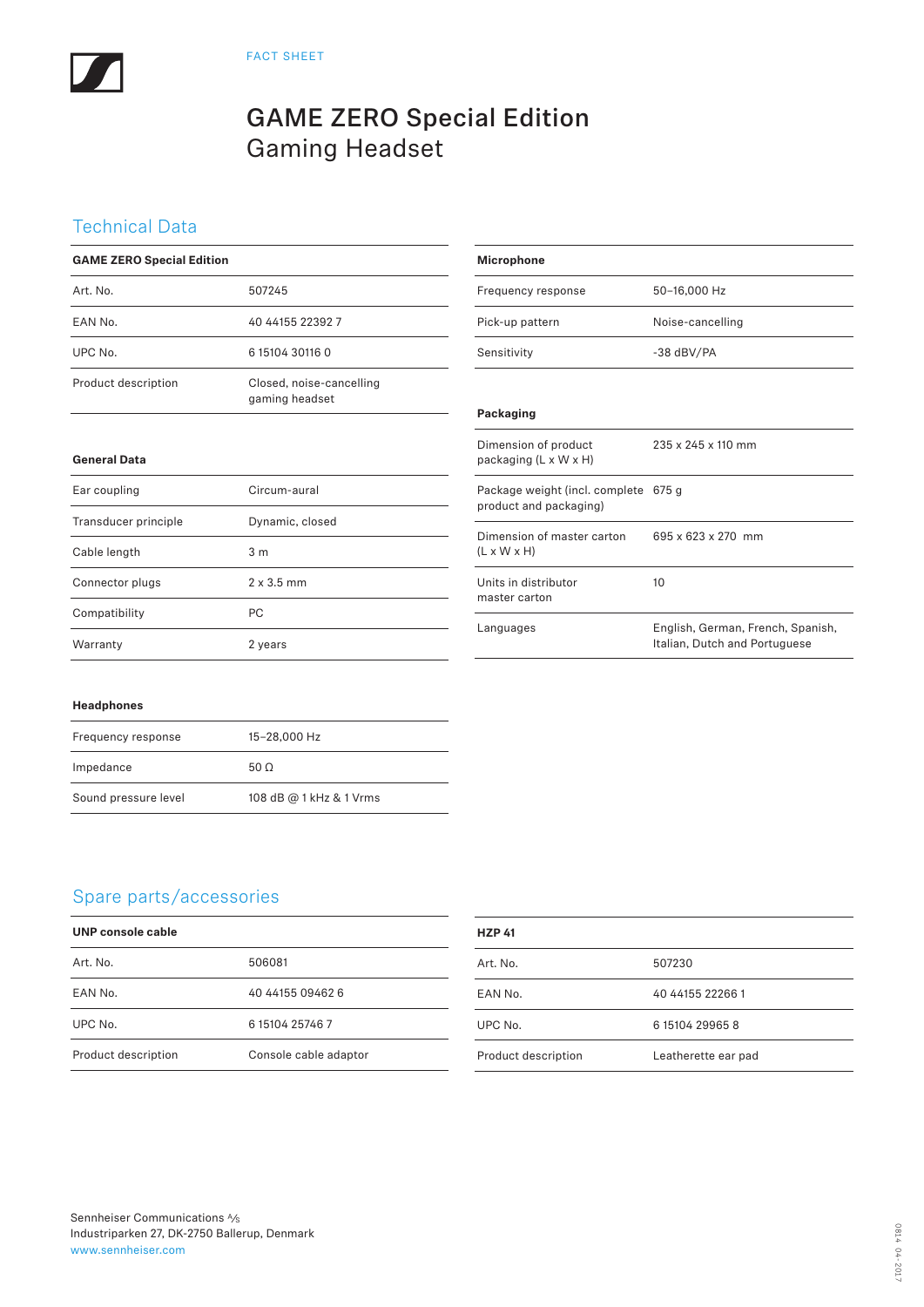FACT SHEET

# GAME ZERO Special Edition
Gaming Headset

## Technical Data

| GAME ZERO Special Edition | |
|---|---|
| Art. No. | 507245 |
| EAN No. | 40 44155 22392 7 |
| UPC No. | 6 15104 30116 0 |
| Product description | Closed, noise-cancelling gaming headset |

| General Data | |
|---|---|
| Ear coupling | Circum-aural |
| Transducer principle | Dynamic, closed |
| Cable length | 3 m |
| Connector plugs | 2 x 3.5 mm |
| Compatibility | PC |
| Warranty | 2 years |

| Headphones | |
|---|---|
| Frequency response | 15–28,000 Hz |
| Impedance | 50 Ω |
| Sound pressure level | 108 dB @ 1 kHz & 1 Vrms |

| Microphone | |
|---|---|
| Frequency response | 50–16,000 Hz |
| Pick-up pattern | Noise-cancelling |
| Sensitivity | -38 dBV/PA |

| Packaging | |
|---|---|
| Dimension of product packaging (L x W x H) | 235 x 245 x 110 mm |
| Package weight (incl. complete product and packaging) | 675 g |
| Dimension of master carton (L x W x H) | 695 x 623 x 270 mm |
| Units in distributor master carton | 10 |
| Languages | English, German, French, Spanish, Italian, Dutch and Portuguese |

## Spare parts/accessories

| UNP console cable | |
|---|---|
| Art. No. | 506081 |
| EAN No. | 40 44155 09462 6 |
| UPC No. | 6 15104 25746 7 |
| Product description | Console cable adaptor |

| HZP 41 | |
|---|---|
| Art. No. | 507230 |
| EAN No. | 40 44155 22266 1 |
| UPC No. | 6 15104 29965 8 |
| Product description | Leatherette ear pad |

Sennheiser Communications A/S
Industriparken 27, DK-2750 Ballerup, Denmark
www.sennheiser.com

0814 04-2017